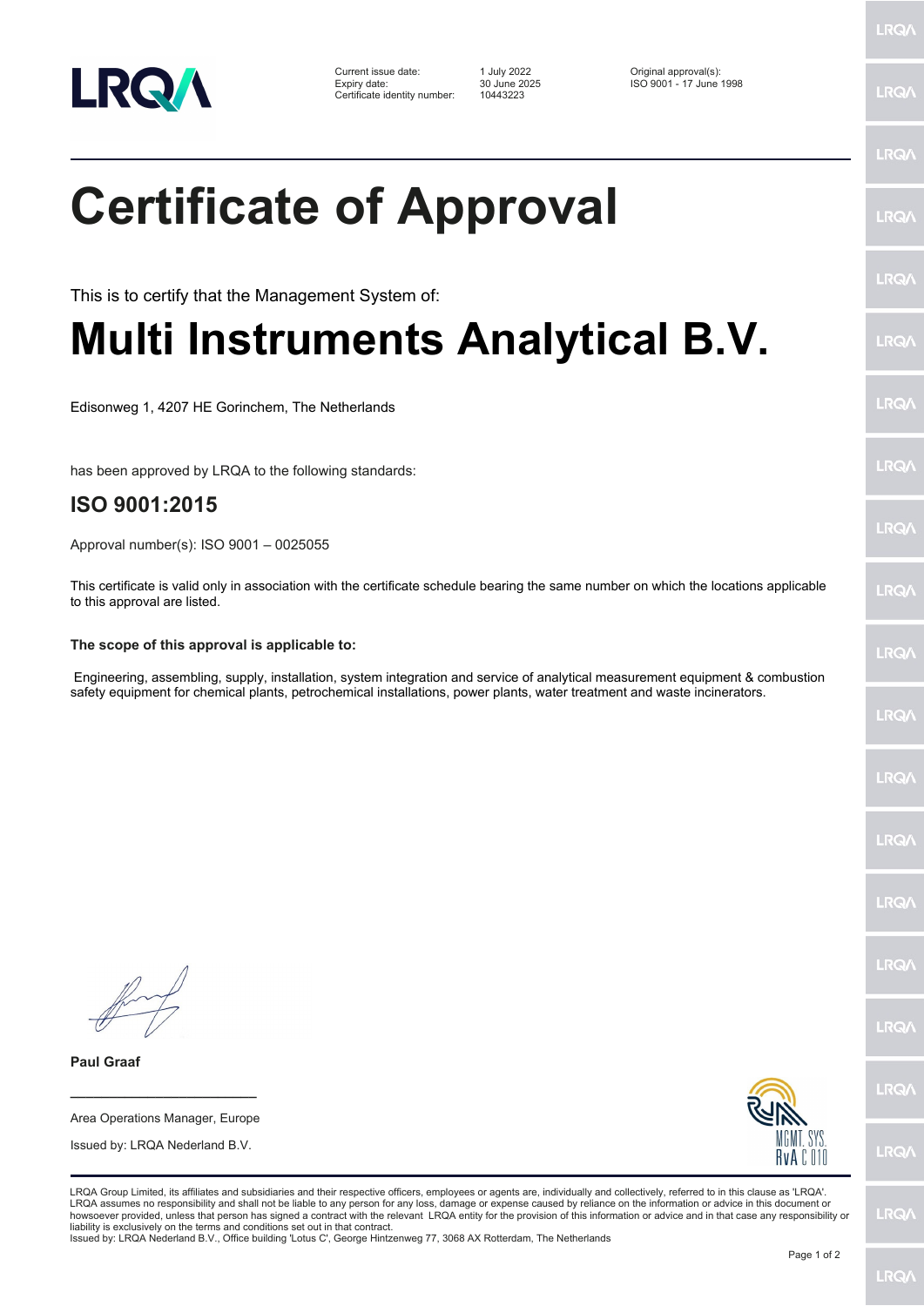| Current issue date: | 1 July 2022 | Original approval(s): |
| --- | --- | --- |
| Expiry date: | 30 June 2025 | ISO 9001 - 17 June 1998 |
| Certificate identity number: | 10443223 | |

# Certificate of Approval

This is to certify that the Management System of:

# Multi Instruments Analytical B.V.

Edisonweg 1, 4207 HE Gorinchem, The Netherlands

has been approved by LRQA to the following standards:

## ISO 9001:2015

Approval number(s): ISO 9001 – 0025055

This certificate is valid only in association with the certificate schedule bearing the same number on which the locations applicable to this approval are listed.

**The scope of this approval is applicable to:**

Engineering, assembling, supply, installation, system integration and service of analytical measurement equipment & combustion safety equipment for chemical plants, petrochemical installations, power plants, water treatment and waste incinerators.

**Paul Graaf**

Area Operations Manager, Europe

Issued by: LRQA Nederland B.V.

MGMT. SYS.
RvA C 010

LRQA Group Limited, its affiliates and subsidiaries and their respective officers, employees or agents are, individually and collectively, referred to in this clause as 'LRQA'. LRQA assumes no responsibility and shall not be liable to any person for any loss, damage or expense caused by reliance on the information or advice in this document or howsoever provided, unless that person has signed a contract with the relevant LRQA entity for the provision of this information or advice and in that case any responsibility or liability is exclusively on the terms and conditions set out in that contract.
Issued by: LRQA Nederland B.V., Office building 'Lotus C', George Hintzenweg 77, 3068 AX Rotterdam, The Netherlands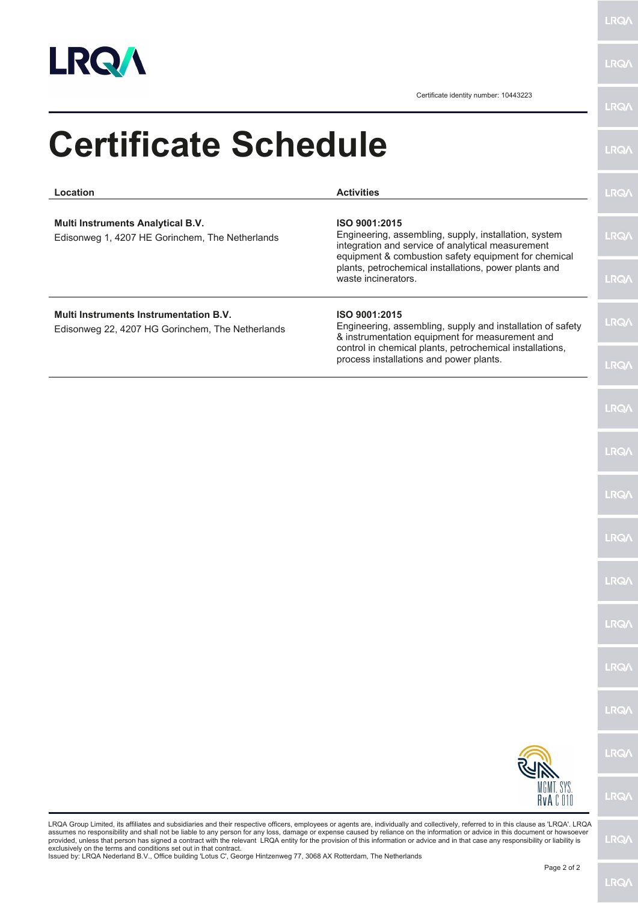Certificate identity number: 10443223

# Certificate Schedule

| Location | Activities |
| --- | --- |
| **Multi Instruments Analytical B.V.** Edisonweg 1, 4207 HE Gorinchem, The Netherlands | **ISO 9001:2015** Engineering, assembling, supply, installation, system integration and service of analytical measurement equipment & combustion safety equipment for chemical plants, petrochemical installations, power plants and waste incinerators. |
| **Multi Instruments Instrumentation B.V.** Edisonweg 22, 4207 HG Gorinchem, The Netherlands | **ISO 9001:2015** Engineering, assembling, supply and installation of safety & instrumentation equipment for measurement and control in chemical plants, petrochemical installations, process installations and power plants. |

MGMT. SYS.
RvA C 010

LRQA Group Limited, its affiliates and subsidiaries and their respective officers, employees or agents are, individually and collectively, referred to in this clause as 'LRQA'. LRQA assumes no responsibility and shall not be liable to any person for any loss, damage or expense caused by reliance on the information or advice in this document or howsoever provided, unless that person has signed a contract with the relevant LRQA entity for the provision of this information or advice and in that case any responsibility or liability is exclusively on the terms and conditions set out in that contract.

Issued by: LRQA Nederland B.V., Office building 'Lotus C', George Hintzenweg 77, 3068 AX Rotterdam, The Netherlands